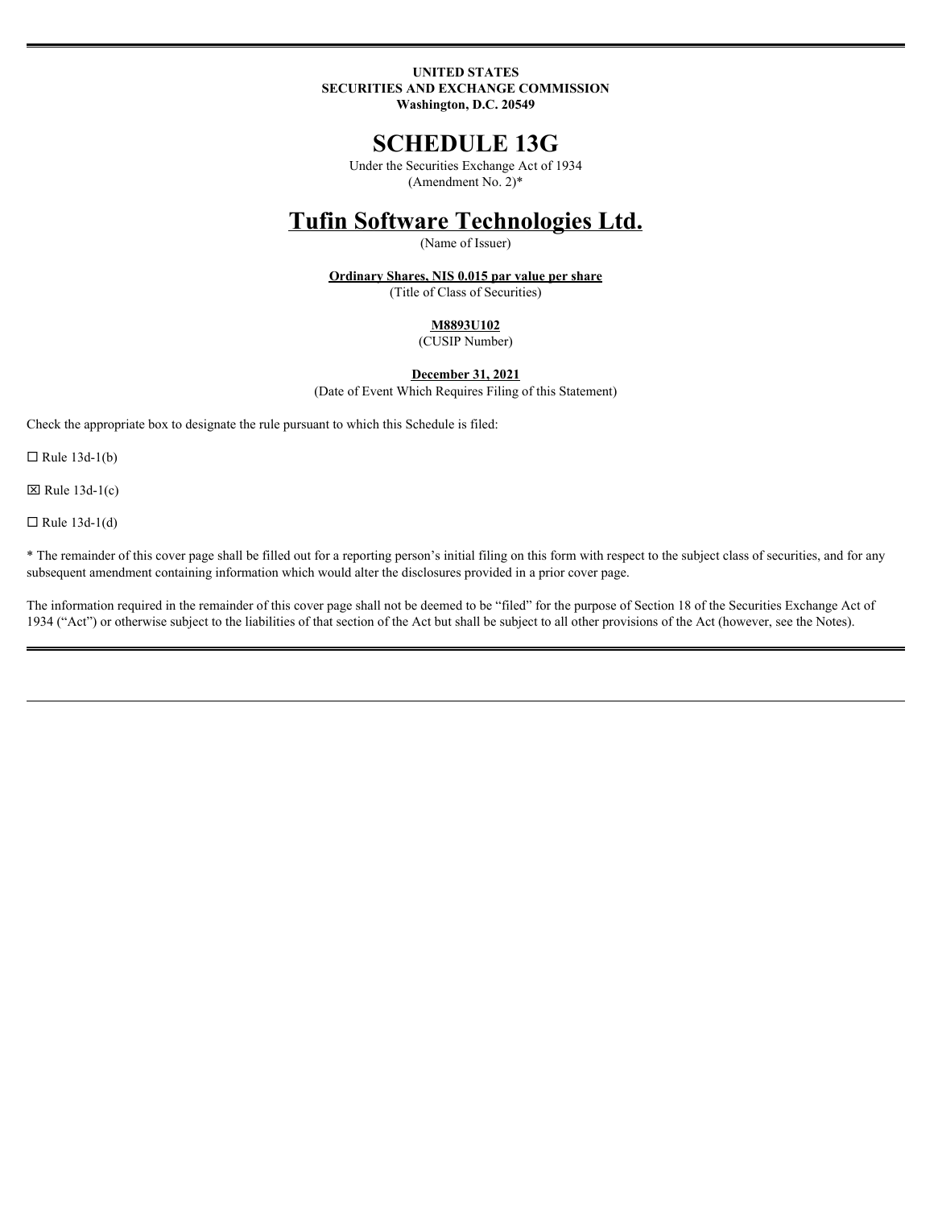**UNITED STATES**
**SECURITIES AND EXCHANGE COMMISSION**
**Washington, D.C. 20549**

# SCHEDULE 13G

Under the Securities Exchange Act of 1934
(Amendment No. 2)*

# Tufin Software Technologies Ltd.

(Name of Issuer)

**Ordinary Shares, NIS 0.015 par value per share**
(Title of Class of Securities)

**M8893U102**
(CUSIP Number)

**December 31, 2021**
(Date of Event Which Requires Filing of this Statement)

Check the appropriate box to designate the rule pursuant to which this Schedule is filed:

☐ Rule 13d-1(b)

☒ Rule 13d-1(c)

☐ Rule 13d-1(d)

* The remainder of this cover page shall be filled out for a reporting person's initial filing on this form with respect to the subject class of securities, and for any subsequent amendment containing information which would alter the disclosures provided in a prior cover page.

The information required in the remainder of this cover page shall not be deemed to be "filed" for the purpose of Section 18 of the Securities Exchange Act of 1934 ("Act") or otherwise subject to the liabilities of that section of the Act but shall be subject to all other provisions of the Act (however, see the Notes).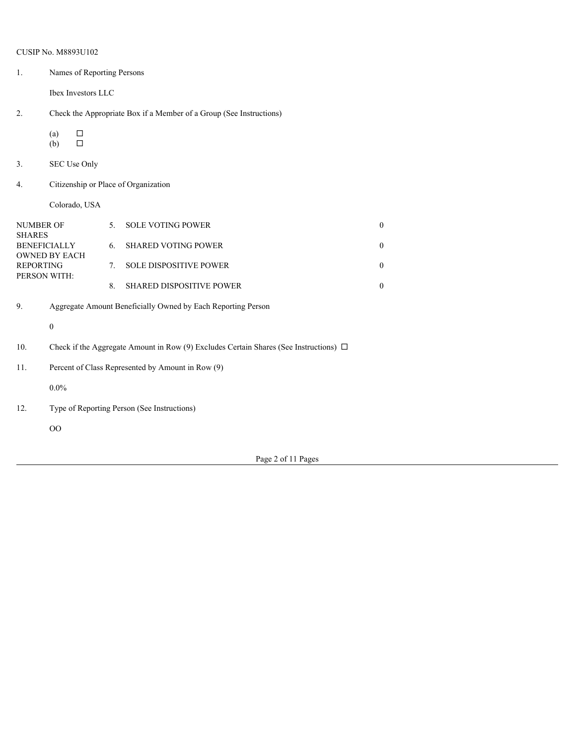CUSIP No. M8893U102

1. Names of Reporting Persons

   Ibex Investors LLC

2. Check the Appropriate Box if a Member of a Group (See Instructions)

   (a) ☐
   (b) ☐

3. SEC Use Only

4. Citizenship or Place of Organization

   Colorado, USA

| NUMBER OF SHARES BENEFICIALLY OWNED BY EACH REPORTING PERSON WITH: | | | |
|---|---|---|---|
| | 5. | SOLE VOTING POWER | 0 |
| | 6. | SHARED VOTING POWER | 0 |
| | 7. | SOLE DISPOSITIVE POWER | 0 |
| | 8. | SHARED DISPOSITIVE POWER | 0 |

9. Aggregate Amount Beneficially Owned by Each Reporting Person

   0

10. Check if the Aggregate Amount in Row (9) Excludes Certain Shares (See Instructions) ☐

11. Percent of Class Represented by Amount in Row (9)

    0.0%

12. Type of Reporting Person (See Instructions)

    OO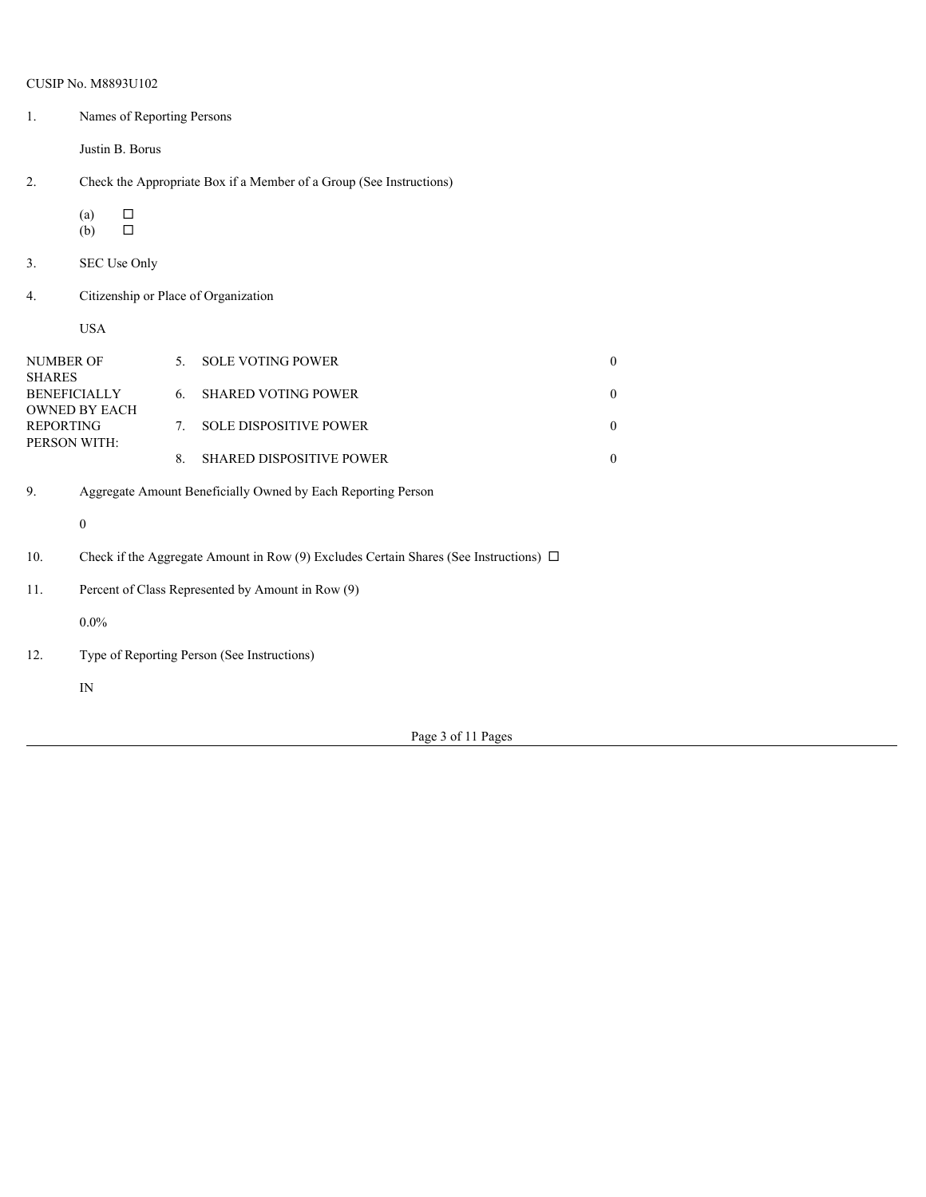CUSIP No. M8893U102

1. Names of Reporting Persons

   Justin B. Borus

2. Check the Appropriate Box if a Member of a Group (See Instructions)

   (a) ☐
   (b) ☐

3. SEC Use Only

4. Citizenship or Place of Organization

   USA

| NUMBER OF SHARES BENEFICIALLY OWNED BY EACH REPORTING PERSON WITH: | | | |
|---|---|---|---|
| | 5. | SOLE VOTING POWER | 0 |
| | 6. | SHARED VOTING POWER | 0 |
| | 7. | SOLE DISPOSITIVE POWER | 0 |
| | 8. | SHARED DISPOSITIVE POWER | 0 |

9. Aggregate Amount Beneficially Owned by Each Reporting Person

   0

10. Check if the Aggregate Amount in Row (9) Excludes Certain Shares (See Instructions) ☐

11. Percent of Class Represented by Amount in Row (9)

    0.0%

12. Type of Reporting Person (See Instructions)

    IN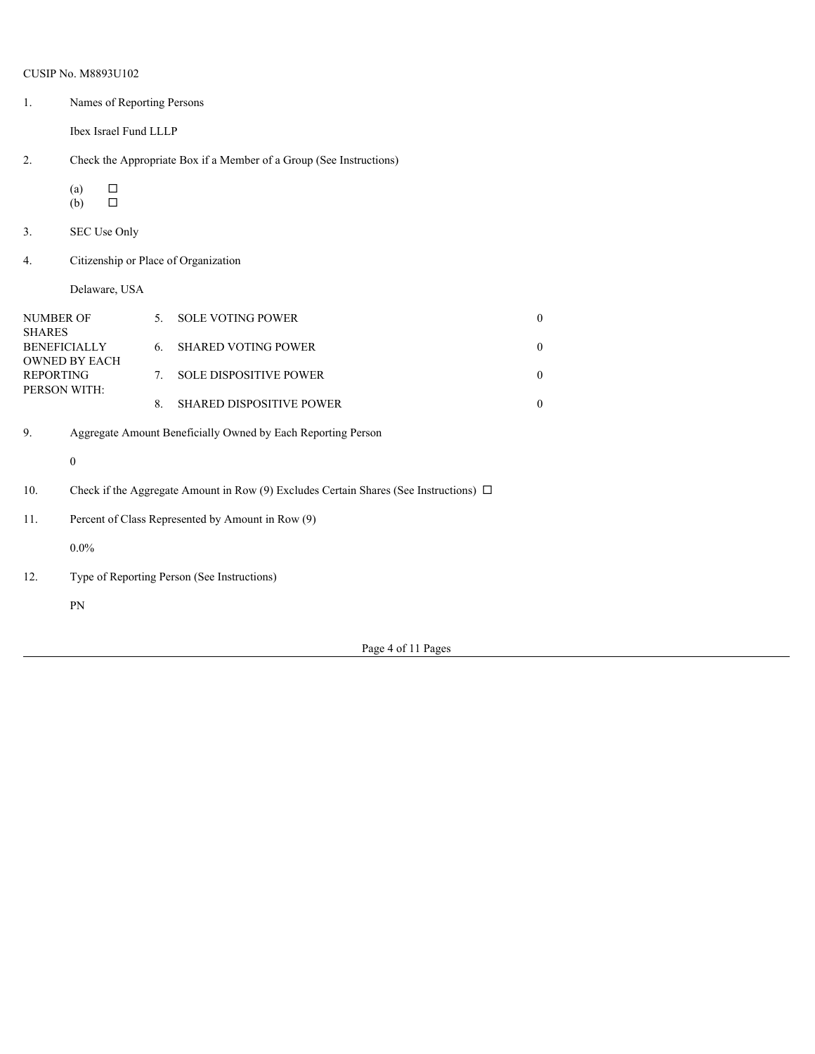CUSIP No. M8893U102

1. Names of Reporting Persons

   Ibex Israel Fund LLLP

2. Check the Appropriate Box if a Member of a Group (See Instructions)

   (a) ☐
   (b) ☐

3. SEC Use Only

4. Citizenship or Place of Organization

   Delaware, USA

| NUMBER OF SHARES BENEFICIALLY OWNED BY EACH REPORTING PERSON WITH: | | | |
|---|---|---|---|
| | 5. | SOLE VOTING POWER | 0 |
| | 6. | SHARED VOTING POWER | 0 |
| | 7. | SOLE DISPOSITIVE POWER | 0 |
| | 8. | SHARED DISPOSITIVE POWER | 0 |

9. Aggregate Amount Beneficially Owned by Each Reporting Person

   0

10. Check if the Aggregate Amount in Row (9) Excludes Certain Shares (See Instructions) ☐

11. Percent of Class Represented by Amount in Row (9)

    0.0%

12. Type of Reporting Person (See Instructions)

    PN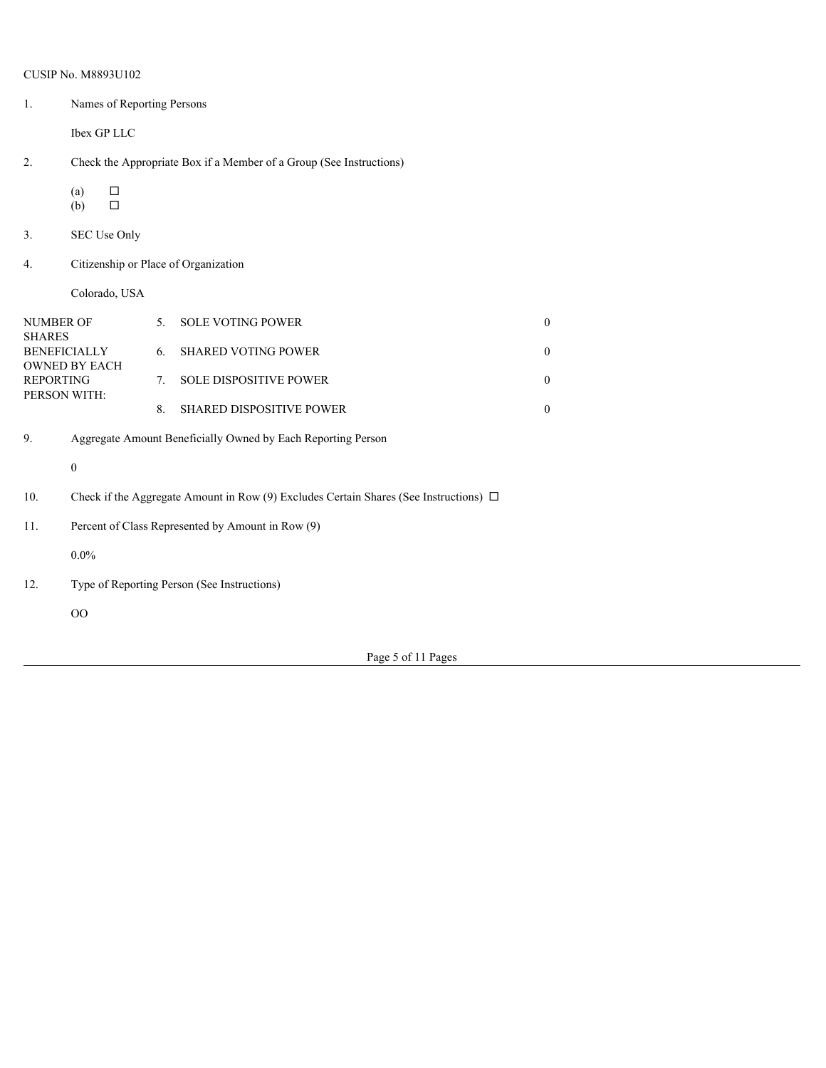CUSIP No. M8893U102

1. Names of Reporting Persons

   Ibex GP LLC

2. Check the Appropriate Box if a Member of a Group (See Instructions)

   (a) ☐
   (b) ☐

3. SEC Use Only

4. Citizenship or Place of Organization

   Colorado, USA

| NUMBER OF SHARES BENEFICIALLY OWNED BY EACH REPORTING PERSON WITH: | | | |
|---|---|---|---|
| | 5. | SOLE VOTING POWER | 0 |
| | 6. | SHARED VOTING POWER | 0 |
| | 7. | SOLE DISPOSITIVE POWER | 0 |
| | 8. | SHARED DISPOSITIVE POWER | 0 |

9. Aggregate Amount Beneficially Owned by Each Reporting Person

   0

10. Check if the Aggregate Amount in Row (9) Excludes Certain Shares (See Instructions) ☐

11. Percent of Class Represented by Amount in Row (9)

    0.0%

12. Type of Reporting Person (See Instructions)

    OO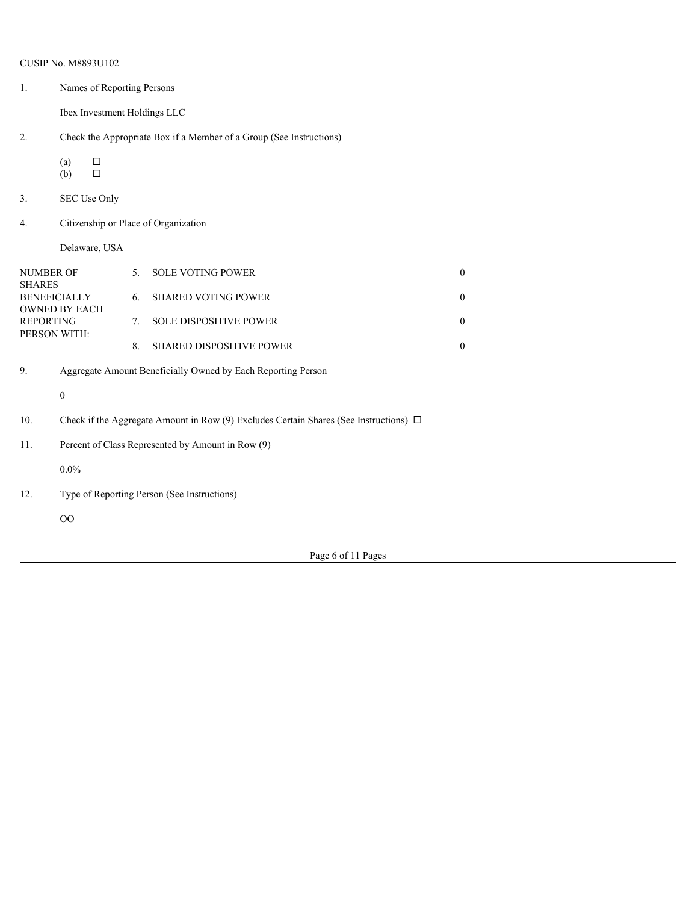CUSIP No. M8893U102

1. Names of Reporting Persons

   Ibex Investment Holdings LLC

2. Check the Appropriate Box if a Member of a Group (See Instructions)

   (a) ☐
   (b) ☐

3. SEC Use Only

4. Citizenship or Place of Organization

   Delaware, USA

| NUMBER OF SHARES BENEFICIALLY OWNED BY EACH REPORTING PERSON WITH: | | | |
|---|---|---|---|
| | 5. | SOLE VOTING POWER | 0 |
| | 6. | SHARED VOTING POWER | 0 |
| | 7. | SOLE DISPOSITIVE POWER | 0 |
| | 8. | SHARED DISPOSITIVE POWER | 0 |

9. Aggregate Amount Beneficially Owned by Each Reporting Person

   0

10. Check if the Aggregate Amount in Row (9) Excludes Certain Shares (See Instructions) ☐

11. Percent of Class Represented by Amount in Row (9)

    0.0%

12. Type of Reporting Person (See Instructions)

    OO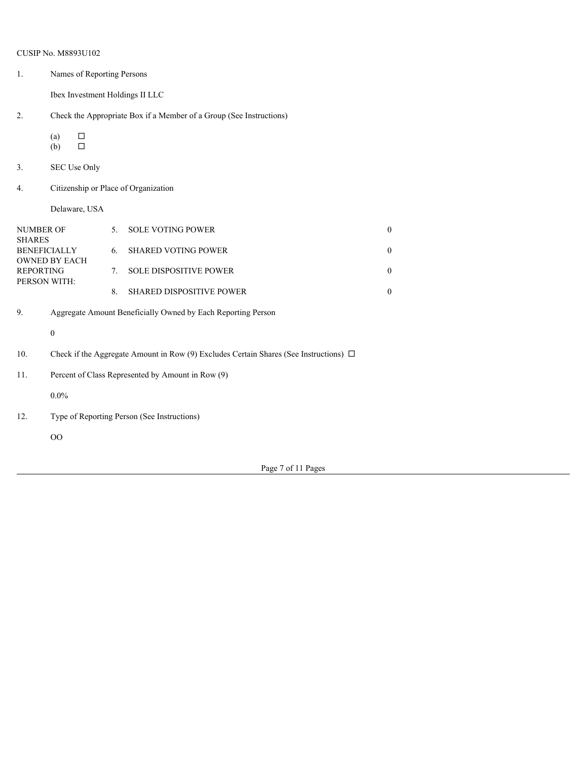CUSIP No. M8893U102

1. Names of Reporting Persons

   Ibex Investment Holdings II LLC

2. Check the Appropriate Box if a Member of a Group (See Instructions)

   (a) ☐
   (b) ☐

3. SEC Use Only

4. Citizenship or Place of Organization

   Delaware, USA

| NUMBER OF SHARES BENEFICIALLY OWNED BY EACH REPORTING PERSON WITH: | | | |
|---|---|---|---|
| | 5. | SOLE VOTING POWER | 0 |
| | 6. | SHARED VOTING POWER | 0 |
| | 7. | SOLE DISPOSITIVE POWER | 0 |
| | 8. | SHARED DISPOSITIVE POWER | 0 |

9. Aggregate Amount Beneficially Owned by Each Reporting Person

   0

10. Check if the Aggregate Amount in Row (9) Excludes Certain Shares (See Instructions) ☐

11. Percent of Class Represented by Amount in Row (9)

    0.0%

12. Type of Reporting Person (See Instructions)

    OO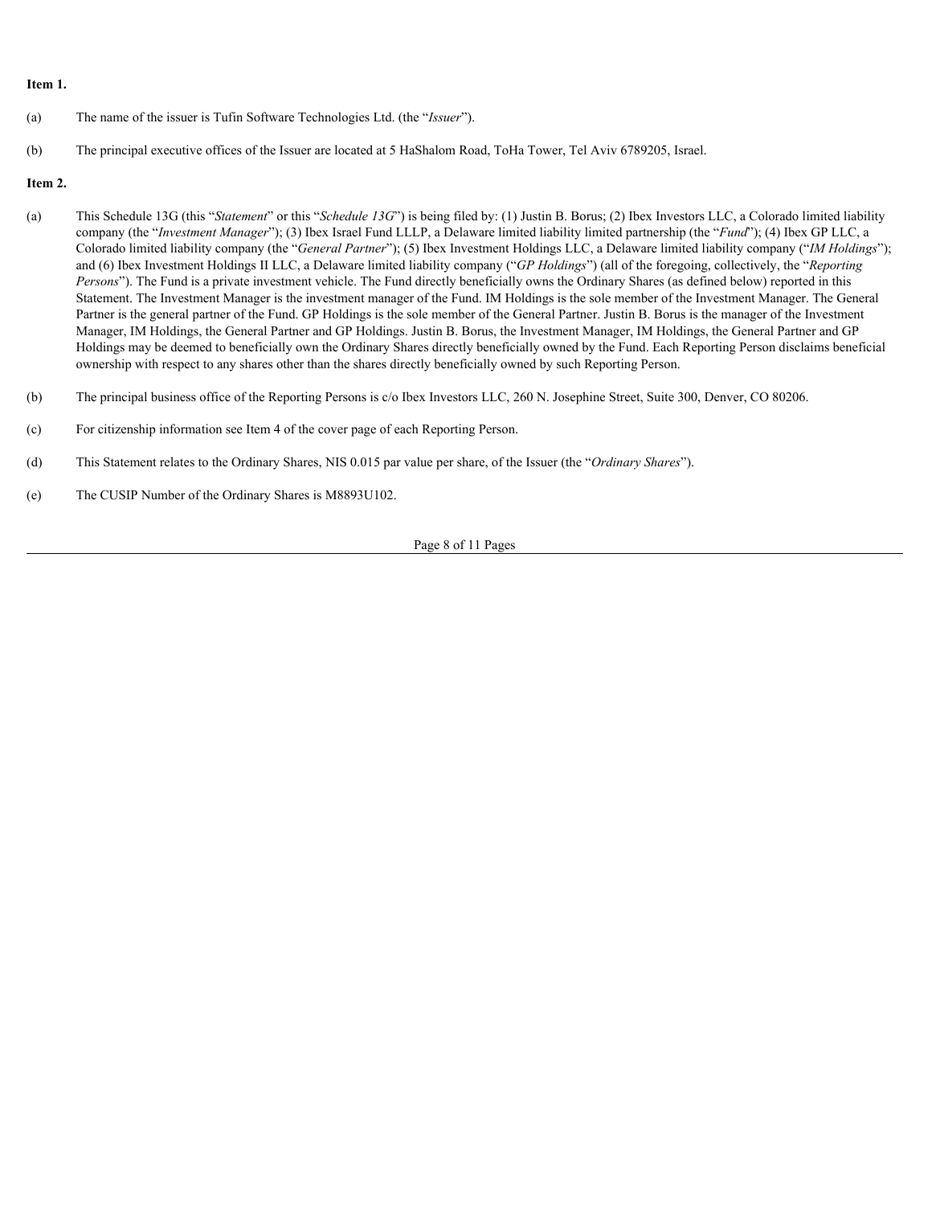**Item 1.**

(a) The name of the issuer is Tufin Software Technologies Ltd. (the "*Issuer*").

(b) The principal executive offices of the Issuer are located at 5 HaShalom Road, ToHa Tower, Tel Aviv 6789205, Israel.

**Item 2.**

(a) This Schedule 13G (this "*Statement*" or this "*Schedule 13G*") is being filed by: (1) Justin B. Borus; (2) Ibex Investors LLC, a Colorado limited liability company (the "*Investment Manager*"); (3) Ibex Israel Fund LLLP, a Delaware limited liability limited partnership (the "*Fund*"); (4) Ibex GP LLC, a Colorado limited liability company (the "*General Partner*"); (5) Ibex Investment Holdings LLC, a Delaware limited liability company ("*IM Holdings*"); and (6) Ibex Investment Holdings II LLC, a Delaware limited liability company ("*GP Holdings*") (all of the foregoing, collectively, the "*Reporting Persons*"). The Fund is a private investment vehicle. The Fund directly beneficially owns the Ordinary Shares (as defined below) reported in this Statement. The Investment Manager is the investment manager of the Fund. IM Holdings is the sole member of the Investment Manager. The General Partner is the general partner of the Fund. GP Holdings is the sole member of the General Partner. Justin B. Borus is the manager of the Investment Manager, IM Holdings, the General Partner and GP Holdings. Justin B. Borus, the Investment Manager, IM Holdings, the General Partner and GP Holdings may be deemed to beneficially own the Ordinary Shares directly beneficially owned by the Fund. Each Reporting Person disclaims beneficial ownership with respect to any shares other than the shares directly beneficially owned by such Reporting Person.

(b) The principal business office of the Reporting Persons is c/o Ibex Investors LLC, 260 N. Josephine Street, Suite 300, Denver, CO 80206.

(c) For citizenship information see Item 4 of the cover page of each Reporting Person.

(d) This Statement relates to the Ordinary Shares, NIS 0.015 par value per share, of the Issuer (the "*Ordinary Shares*").

(e) The CUSIP Number of the Ordinary Shares is M8893U102.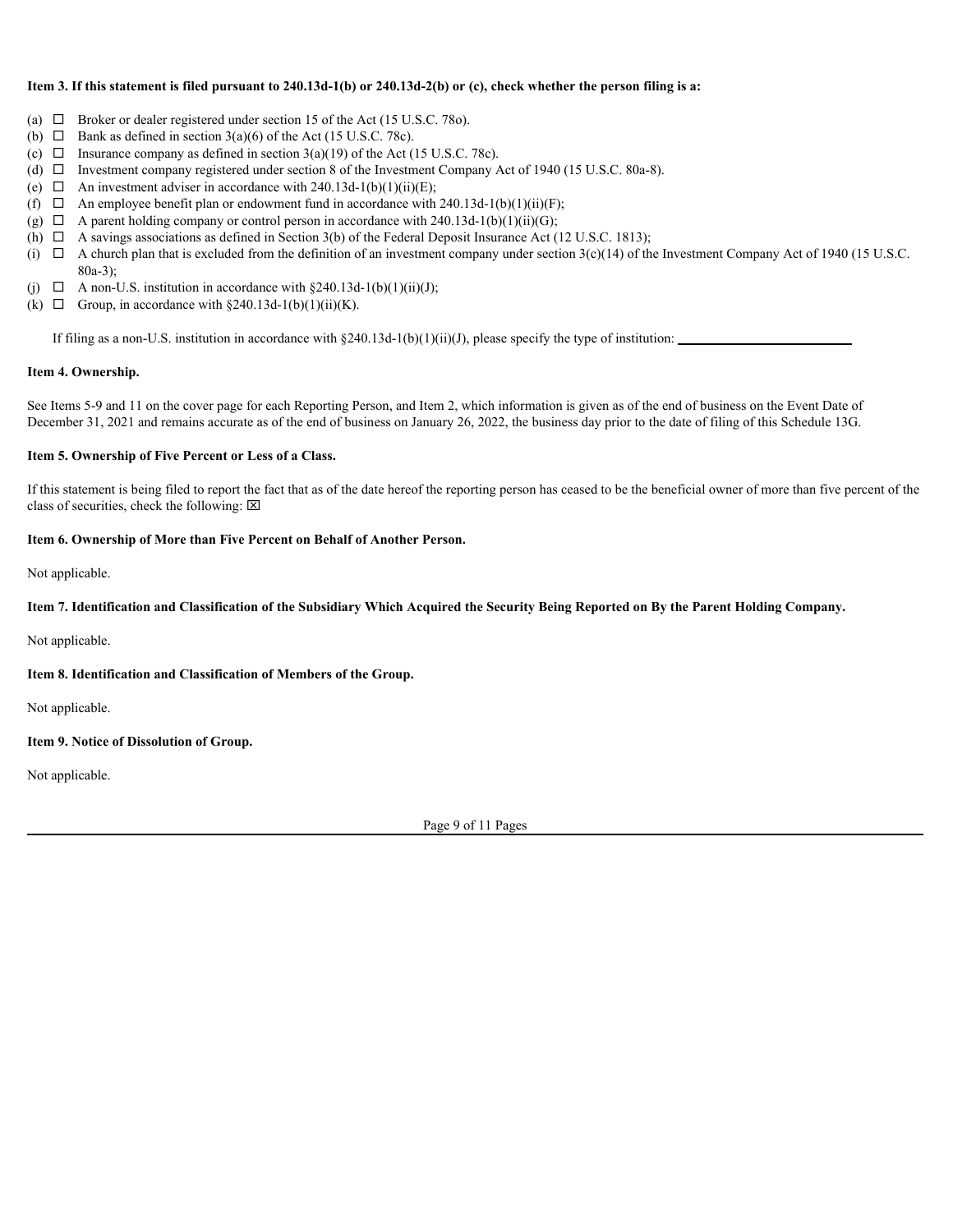**Item 3. If this statement is filed pursuant to 240.13d-1(b) or 240.13d-2(b) or (c), check whether the person filing is a:**

(a) ☐ Broker or dealer registered under section 15 of the Act (15 U.S.C. 78o).
(b) ☐ Bank as defined in section 3(a)(6) of the Act (15 U.S.C. 78c).
(c) ☐ Insurance company as defined in section 3(a)(19) of the Act (15 U.S.C. 78c).
(d) ☐ Investment company registered under section 8 of the Investment Company Act of 1940 (15 U.S.C. 80a-8).
(e) ☐ An investment adviser in accordance with 240.13d-1(b)(1)(ii)(E);
(f) ☐ An employee benefit plan or endowment fund in accordance with 240.13d-1(b)(1)(ii)(F);
(g) ☐ A parent holding company or control person in accordance with 240.13d-1(b)(1)(ii)(G);
(h) ☐ A savings associations as defined in Section 3(b) of the Federal Deposit Insurance Act (12 U.S.C. 1813);
(i) ☐ A church plan that is excluded from the definition of an investment company under section 3(c)(14) of the Investment Company Act of 1940 (15 U.S.C. 80a-3);
(j) ☐ A non-U.S. institution in accordance with §240.13d-1(b)(1)(ii)(J);
(k) ☐ Group, in accordance with §240.13d-1(b)(1)(ii)(K).

If filing as a non-U.S. institution in accordance with §240.13d-1(b)(1)(ii)(J), please specify the type of institution: \_\_\_\_\_\_\_\_\_\_\_\_\_\_\_\_\_\_\_\_\_\_\_\_\_\_\_\_

**Item 4. Ownership.**

See Items 5-9 and 11 on the cover page for each Reporting Person, and Item 2, which information is given as of the end of business on the Event Date of December 31, 2021 and remains accurate as of the end of business on January 26, 2022, the business day prior to the date of filing of this Schedule 13G.

**Item 5. Ownership of Five Percent or Less of a Class.**

If this statement is being filed to report the fact that as of the date hereof the reporting person has ceased to be the beneficial owner of more than five percent of the class of securities, check the following: ☒

**Item 6. Ownership of More than Five Percent on Behalf of Another Person.**

Not applicable.

**Item 7. Identification and Classification of the Subsidiary Which Acquired the Security Being Reported on By the Parent Holding Company.**

Not applicable.

**Item 8. Identification and Classification of Members of the Group.**

Not applicable.

**Item 9. Notice of Dissolution of Group.**

Not applicable.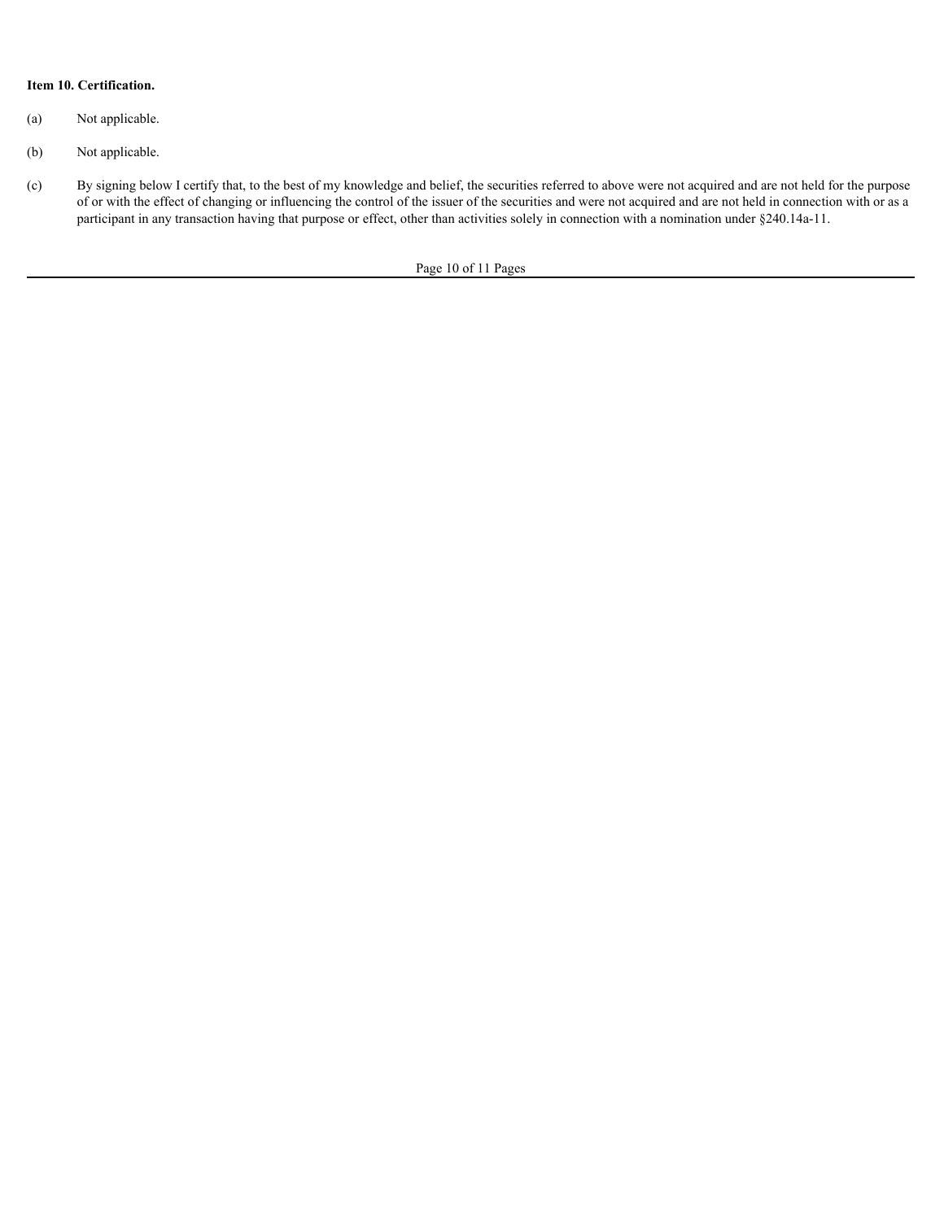**Item 10. Certification.**

(a) Not applicable.

(b) Not applicable.

(c) By signing below I certify that, to the best of my knowledge and belief, the securities referred to above were not acquired and are not held for the purpose of or with the effect of changing or influencing the control of the issuer of the securities and were not acquired and are not held in connection with or as a participant in any transaction having that purpose or effect, other than activities solely in connection with a nomination under §240.14a-11.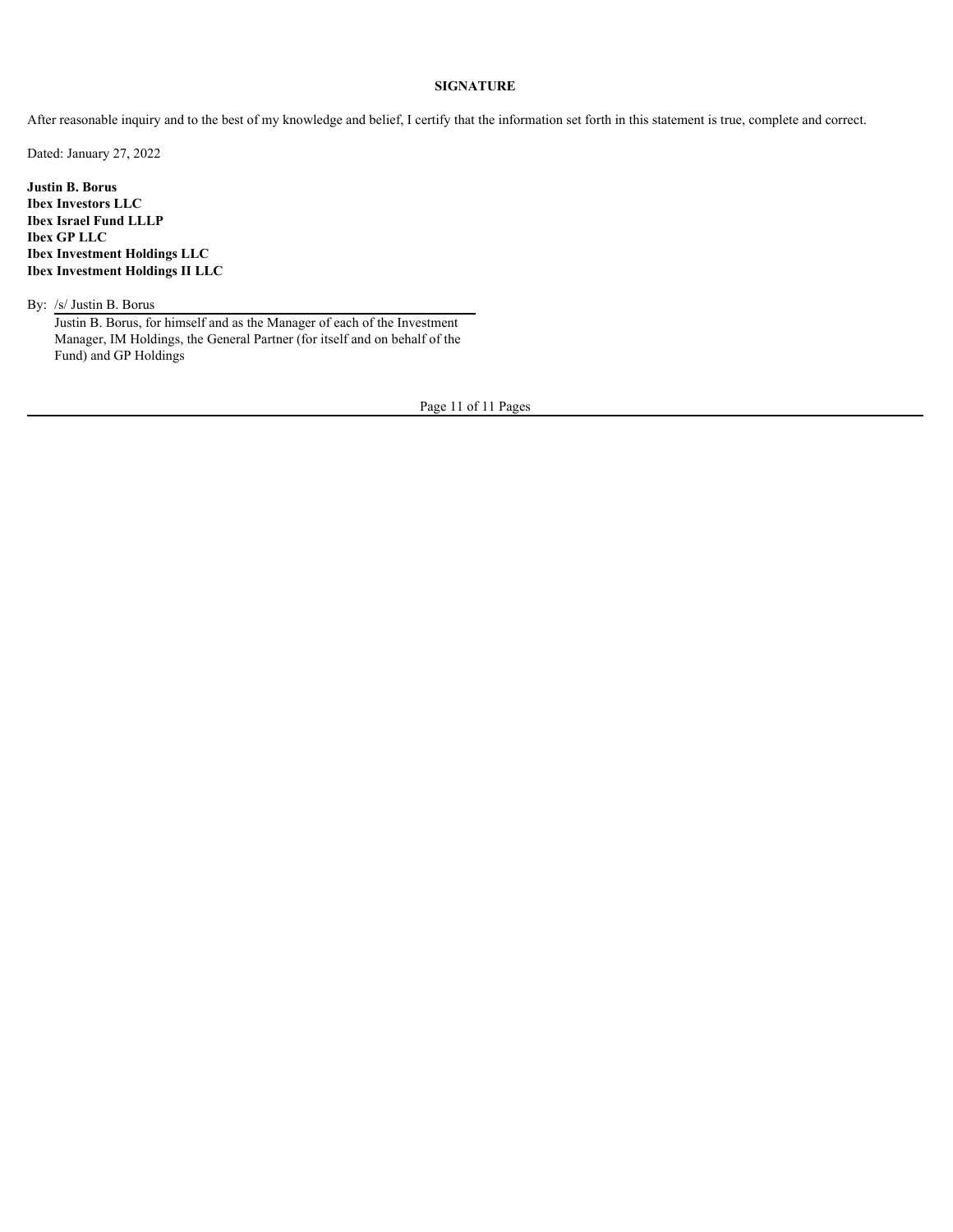**SIGNATURE**

After reasonable inquiry and to the best of my knowledge and belief, I certify that the information set forth in this statement is true, complete and correct.

Dated: January 27, 2022

**Justin B. Borus**
**Ibex Investors LLC**
**Ibex Israel Fund LLLP**
**Ibex GP LLC**
**Ibex Investment Holdings LLC**
**Ibex Investment Holdings II LLC**

By: /s/ Justin B. Borus

Justin B. Borus, for himself and as the Manager of each of the Investment Manager, IM Holdings, the General Partner (for itself and on behalf of the Fund) and GP Holdings